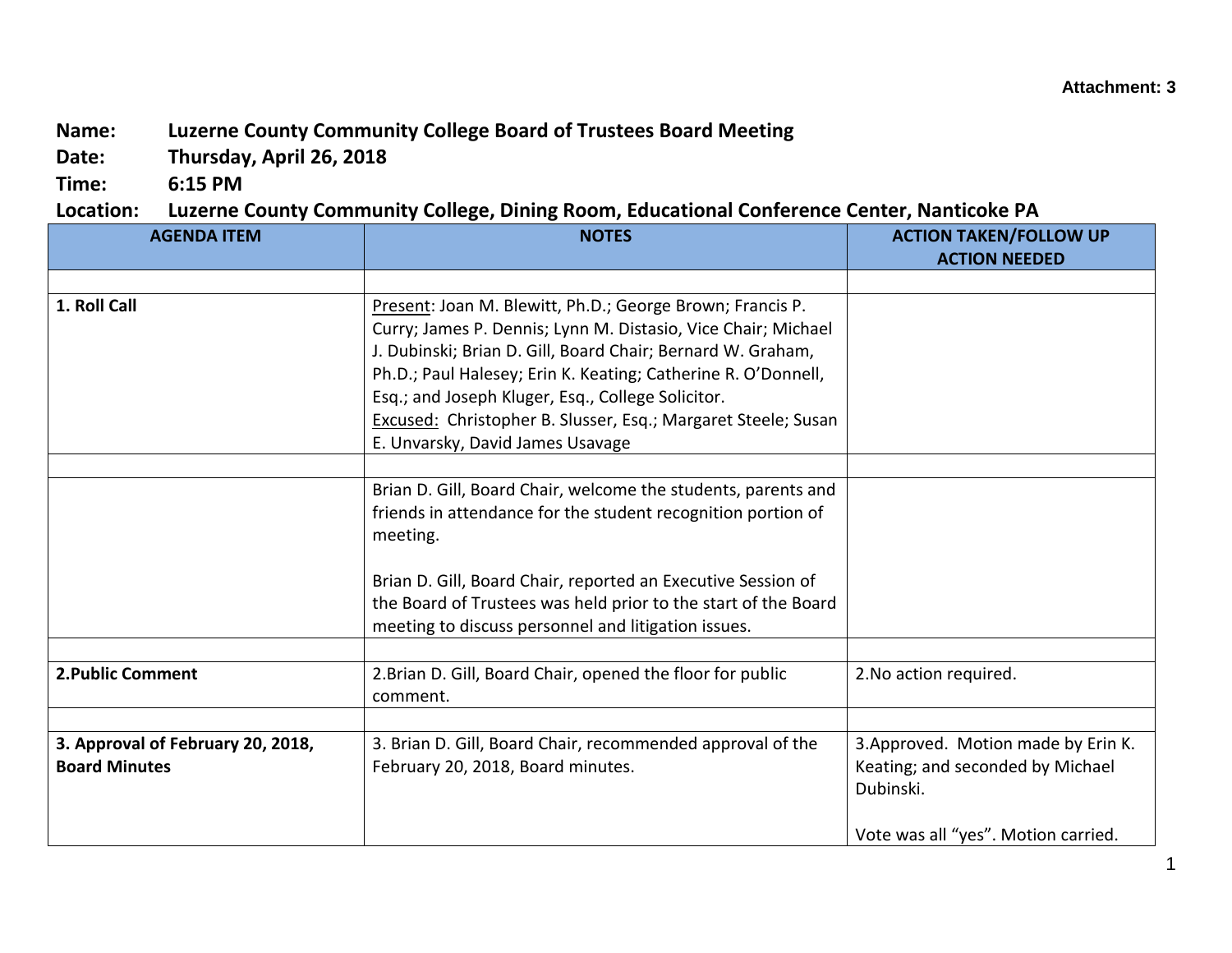**Attachment: 3**

**Name:** **Luzerne County Community College Board of Trustees Board Meeting**
**Date:** **Thursday, April 26, 2018**
**Time:** **6:15 PM**
**Location:** **Luzerne County Community College, Dining Room, Educational Conference Center, Nanticoke PA**

| AGENDA ITEM | NOTES | ACTION TAKEN/FOLLOW UP ACTION NEEDED |
|---|---|---|
| | | |
| **1. Roll Call** | Present: Joan M. Blewitt, Ph.D.; George Brown; Francis P. Curry; James P. Dennis; Lynn M. Distasio, Vice Chair; Michael J. Dubinski; Brian D. Gill, Board Chair; Bernard W. Graham, Ph.D.; Paul Halesey; Erin K. Keating; Catherine R. O'Donnell, Esq.; and Joseph Kluger, Esq., College Solicitor.<br>Excused: Christopher B. Slusser, Esq.; Margaret Steele; Susan E. Unvarsky, David James Usavage | |
| | | |
| | Brian D. Gill, Board Chair, welcome the students, parents and friends in attendance for the student recognition portion of meeting.<br><br>Brian D. Gill, Board Chair, reported an Executive Session of the Board of Trustees was held prior to the start of the Board meeting to discuss personnel and litigation issues. | |
| | | |
| **2.Public Comment** | 2.Brian D. Gill, Board Chair, opened the floor for public comment. | 2.No action required. |
| | | |
| **3. Approval of February 20, 2018, Board Minutes** | 3. Brian D. Gill, Board Chair, recommended approval of the February 20, 2018, Board minutes. | 3.Approved. Motion made by Erin K. Keating; and seconded by Michael Dubinski.<br><br>Vote was all "yes". Motion carried. |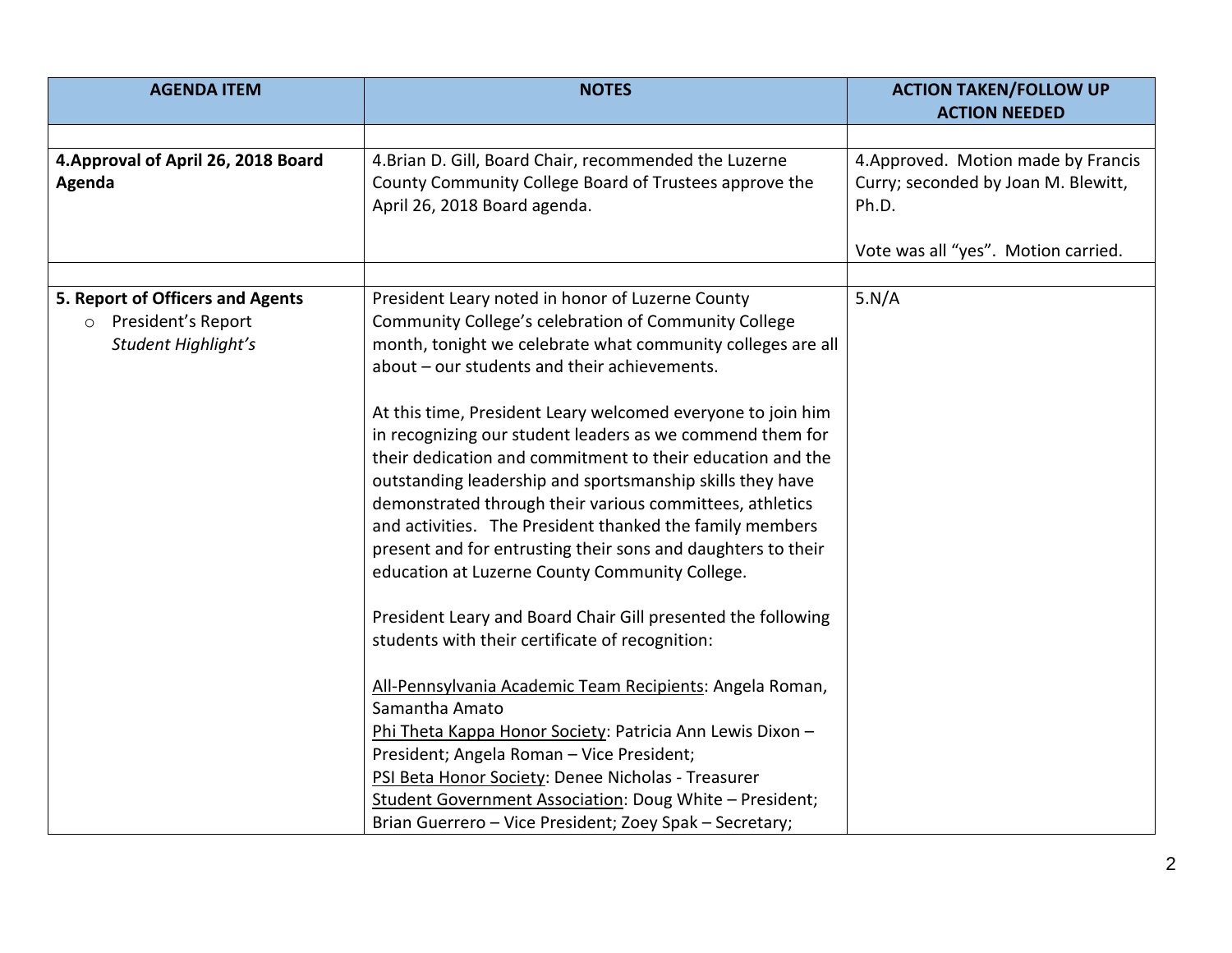| AGENDA ITEM | NOTES | ACTION TAKEN/FOLLOW UP ACTION NEEDED |
|---|---|---|
| | | |
| **4.Approval of April 26, 2018 Board Agenda** | 4.Brian D. Gill, Board Chair, recommended the Luzerne County Community College Board of Trustees approve the April 26, 2018 Board agenda. | 4.Approved. Motion made by Francis Curry; seconded by Joan M. Blewitt, Ph.D.<br><br>Vote was all "yes". Motion carried. |
| | | |
| **5. Report of Officers and Agents**<br>○ President's Report<br>*Student Highlight's* | President Leary noted in honor of Luzerne County Community College's celebration of Community College month, tonight we celebrate what community colleges are all about – our students and their achievements.<br><br>At this time, President Leary welcomed everyone to join him in recognizing our student leaders as we commend them for their dedication and commitment to their education and the outstanding leadership and sportsmanship skills they have demonstrated through their various committees, athletics and activities. The President thanked the family members present and for entrusting their sons and daughters to their education at Luzerne County Community College.<br><br>President Leary and Board Chair Gill presented the following students with their certificate of recognition:<br><br>All-Pennsylvania Academic Team Recipients: Angela Roman, Samantha Amato<br>Phi Theta Kappa Honor Society: Patricia Ann Lewis Dixon – President; Angela Roman – Vice President;<br>PSI Beta Honor Society: Denee Nicholas - Treasurer<br>Student Government Association: Doug White – President; Brian Guerrero – Vice President; Zoey Spak – Secretary; | 5.N/A |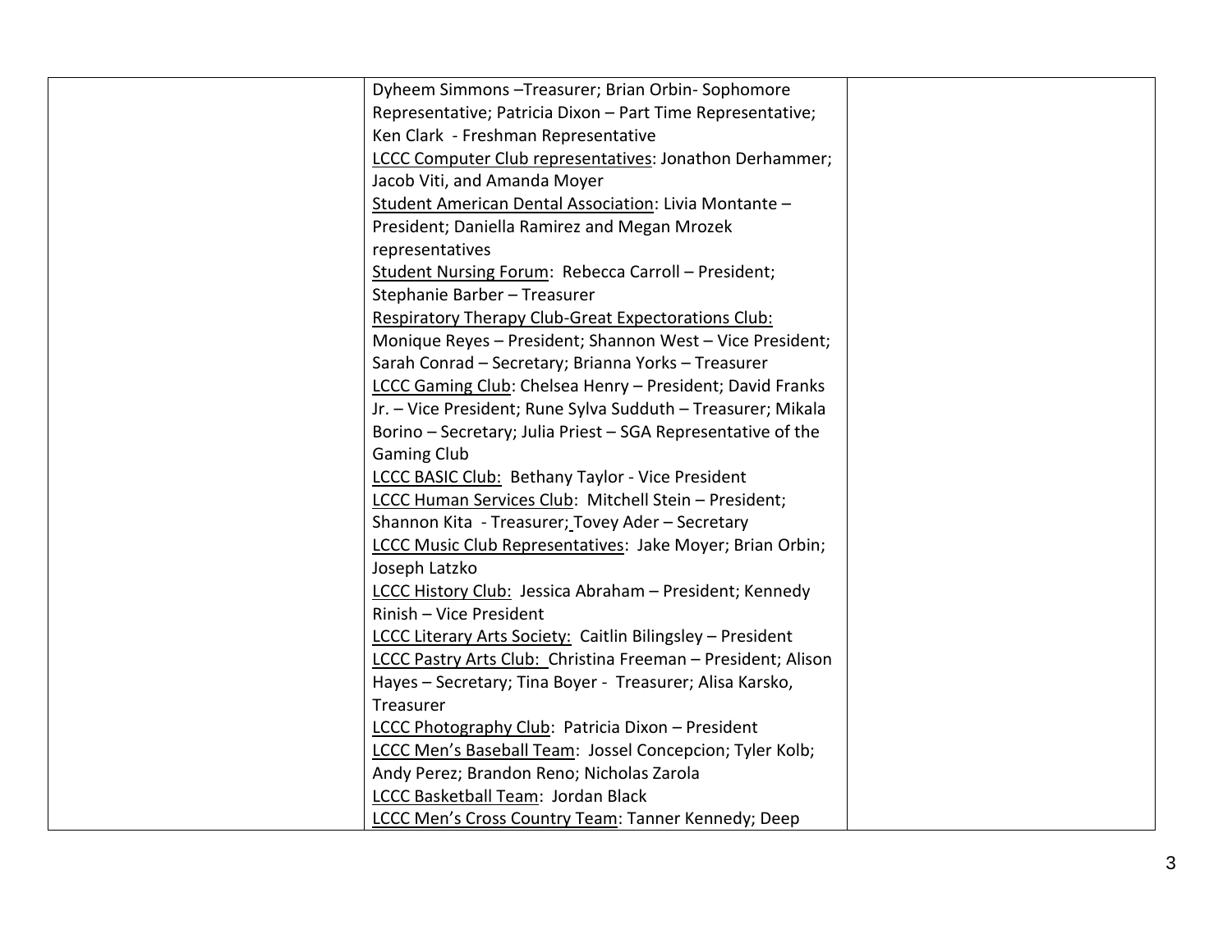| | | |
|---|---|---|
| | Dyheem Simmons –Treasurer; Brian Orbin- Sophomore Representative; Patricia Dixon – Part Time Representative; Ken Clark - Freshman Representative<br>LCCC Computer Club representatives: Jonathon Derhammer; Jacob Viti, and Amanda Moyer<br>Student American Dental Association: Livia Montante – President; Daniella Ramirez and Megan Mrozek representatives<br>Student Nursing Forum: Rebecca Carroll – President; Stephanie Barber – Treasurer<br>Respiratory Therapy Club-Great Expectorations Club: Monique Reyes – President; Shannon West – Vice President; Sarah Conrad – Secretary; Brianna Yorks – Treasurer<br>LCCC Gaming Club: Chelsea Henry – President; David Franks Jr. – Vice President; Rune Sylva Sudduth – Treasurer; Mikala Borino – Secretary; Julia Priest – SGA Representative of the Gaming Club<br>LCCC BASIC Club: Bethany Taylor - Vice President<br>LCCC Human Services Club: Mitchell Stein – President; Shannon Kita - Treasurer; Tovey Ader – Secretary<br>LCCC Music Club Representatives: Jake Moyer; Brian Orbin; Joseph Latzko<br>LCCC History Club: Jessica Abraham – President; Kennedy Rinish – Vice President<br>LCCC Literary Arts Society: Caitlin Bilingsley – President<br>LCCC Pastry Arts Club: Christina Freeman – President; Alison Hayes – Secretary; Tina Boyer - Treasurer; Alisa Karsko, Treasurer<br>LCCC Photography Club: Patricia Dixon – President<br>LCCC Men's Baseball Team: Jossel Concepcion; Tyler Kolb; Andy Perez; Brandon Reno; Nicholas Zarola<br>LCCC Basketball Team: Jordan Black<br>LCCC Men's Cross Country Team: Tanner Kennedy; Deep | |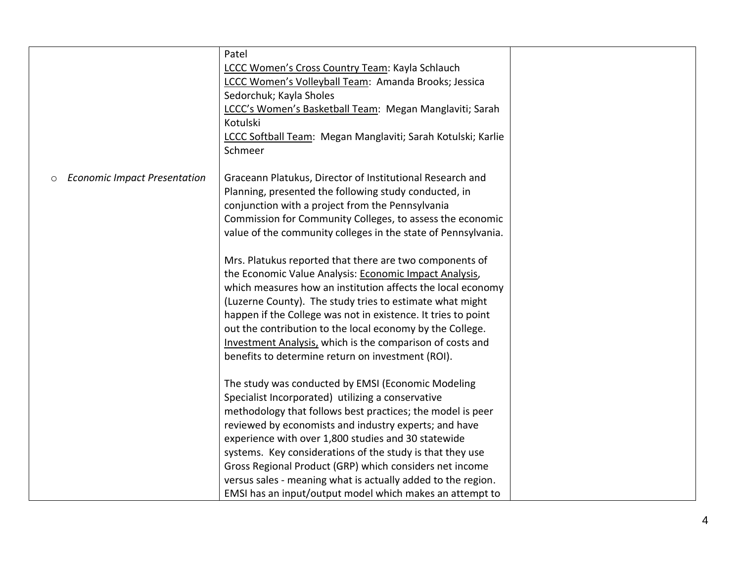| | | |
|---|---|---|
| | Patel<br>LCCC Women's Cross Country Team: Kayla Schlauch<br>LCCC Women's Volleyball Team: Amanda Brooks; Jessica Sedorchuk; Kayla Sholes<br>LCCC's Women's Basketball Team: Megan Manglaviti; Sarah Kotulski<br>LCCC Softball Team: Megan Manglaviti; Sarah Kotulski; Karlie Schmeer | |
| ○ *Economic Impact Presentation* | Graceann Platukus, Director of Institutional Research and Planning, presented the following study conducted, in conjunction with a project from the Pennsylvania Commission for Community Colleges, to assess the economic value of the community colleges in the state of Pennsylvania.<br><br>Mrs. Platukus reported that there are two components of the Economic Value Analysis: Economic Impact Analysis, which measures how an institution affects the local economy (Luzerne County). The study tries to estimate what might happen if the College was not in existence. It tries to point out the contribution to the local economy by the College. Investment Analysis, which is the comparison of costs and benefits to determine return on investment (ROI).<br><br>The study was conducted by EMSI (Economic Modeling Specialist Incorporated) utilizing a conservative methodology that follows best practices; the model is peer reviewed by economists and industry experts; and have experience with over 1,800 studies and 30 statewide systems. Key considerations of the study is that they use Gross Regional Product (GRP) which considers net income versus sales - meaning what is actually added to the region. EMSI has an input/output model which makes an attempt to | |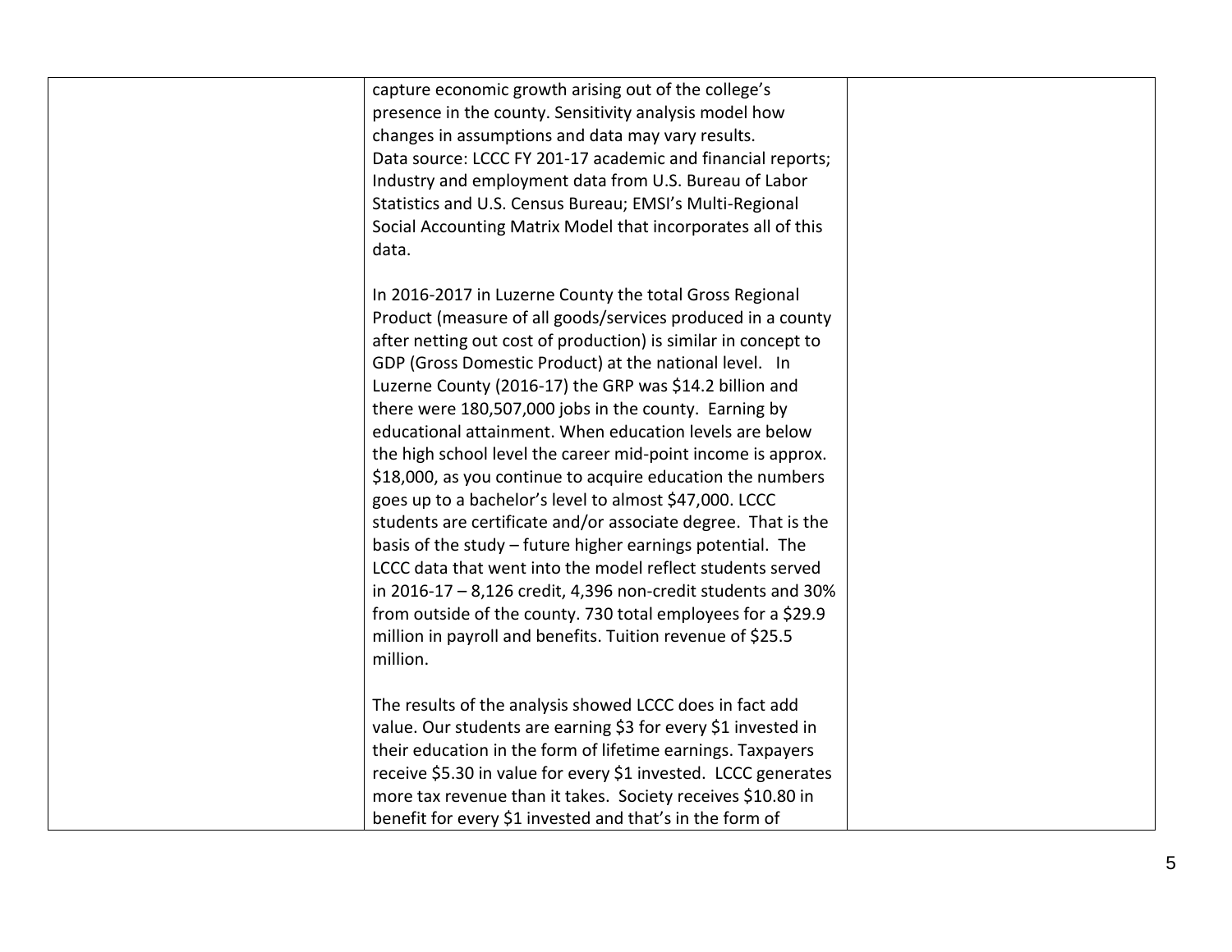| | | |
|---|---|---|
| | capture economic growth arising out of the college's presence in the county. Sensitivity analysis model how changes in assumptions and data may vary results.<br>Data source: LCCC FY 201-17 academic and financial reports; Industry and employment data from U.S. Bureau of Labor Statistics and U.S. Census Bureau; EMSI's Multi-Regional Social Accounting Matrix Model that incorporates all of this data.<br><br>In 2016-2017 in Luzerne County the total Gross Regional Product (measure of all goods/services produced in a county after netting out cost of production) is similar in concept to GDP (Gross Domestic Product) at the national level. In Luzerne County (2016-17) the GRP was $14.2 billion and there were 180,507,000 jobs in the county. Earning by educational attainment. When education levels are below the high school level the career mid-point income is approx. $18,000, as you continue to acquire education the numbers goes up to a bachelor's level to almost $47,000. LCCC students are certificate and/or associate degree. That is the basis of the study – future higher earnings potential. The LCCC data that went into the model reflect students served in 2016-17 – 8,126 credit, 4,396 non-credit students and 30% from outside of the county. 730 total employees for a $29.9 million in payroll and benefits. Tuition revenue of $25.5 million.<br><br>The results of the analysis showed LCCC does in fact add value. Our students are earning $3 for every $1 invested in their education in the form of lifetime earnings. Taxpayers receive $5.30 in value for every $1 invested. LCCC generates more tax revenue than it takes. Society receives $10.80 in benefit for every $1 invested and that's in the form of | |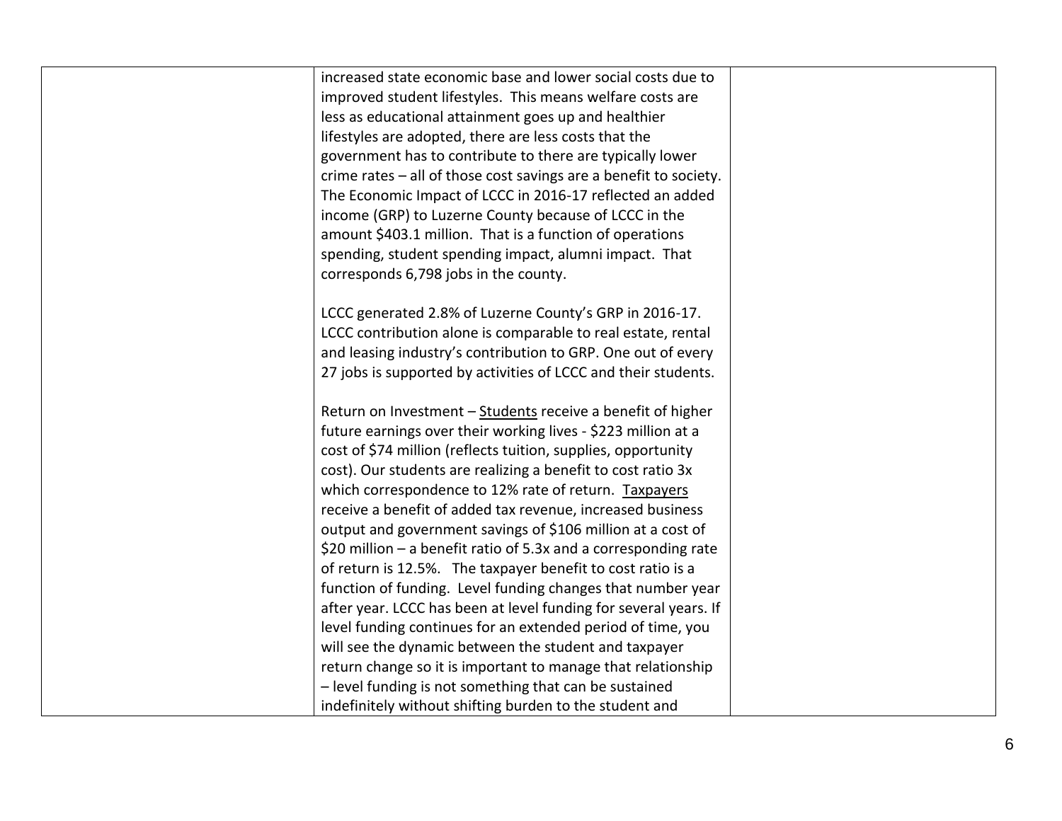| | | |
|---|---|---|
| | increased state economic base and lower social costs due to improved student lifestyles. This means welfare costs are less as educational attainment goes up and healthier lifestyles are adopted, there are less costs that the government has to contribute to there are typically lower crime rates – all of those cost savings are a benefit to society. The Economic Impact of LCCC in 2016-17 reflected an added income (GRP) to Luzerne County because of LCCC in the amount $403.1 million. That is a function of operations spending, student spending impact, alumni impact. That corresponds 6,798 jobs in the county.<br><br>LCCC generated 2.8% of Luzerne County's GRP in 2016-17. LCCC contribution alone is comparable to real estate, rental and leasing industry's contribution to GRP. One out of every 27 jobs is supported by activities of LCCC and their students.<br><br>Return on Investment – <u>Students</u> receive a benefit of higher future earnings over their working lives - $223 million at a cost of $74 million (reflects tuition, supplies, opportunity cost). Our students are realizing a benefit to cost ratio 3x which correspondence to 12% rate of return. <u>Taxpayers</u> receive a benefit of added tax revenue, increased business output and government savings of $106 million at a cost of $20 million – a benefit ratio of 5.3x and a corresponding rate of return is 12.5%. The taxpayer benefit to cost ratio is a function of funding. Level funding changes that number year after year. LCCC has been at level funding for several years. If level funding continues for an extended period of time, you will see the dynamic between the student and taxpayer return change so it is important to manage that relationship – level funding is not something that can be sustained indefinitely without shifting burden to the student and | |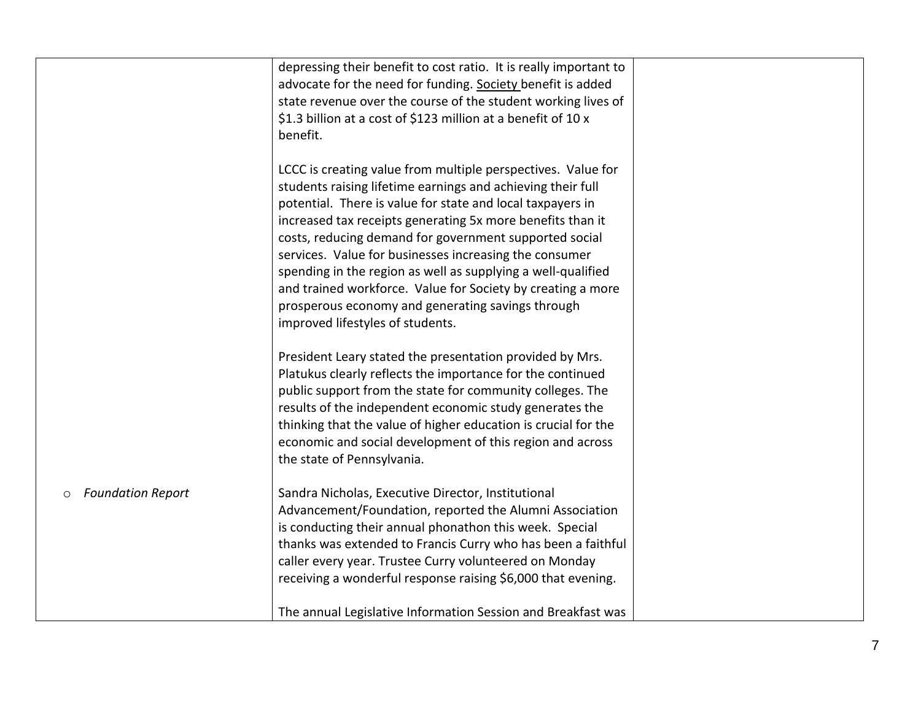| | | |
|---|---|---|
| | depressing their benefit to cost ratio. It is really important to advocate for the need for funding. Society benefit is added state revenue over the course of the student working lives of \$1.3 billion at a cost of \$123 million at a benefit of 10 x benefit.<br><br>LCCC is creating value from multiple perspectives. Value for students raising lifetime earnings and achieving their full potential. There is value for state and local taxpayers in increased tax receipts generating 5x more benefits than it costs, reducing demand for government supported social services. Value for businesses increasing the consumer spending in the region as well as supplying a well-qualified and trained workforce. Value for Society by creating a more prosperous economy and generating savings through improved lifestyles of students.<br><br>President Leary stated the presentation provided by Mrs. Platukus clearly reflects the importance for the continued public support from the state for community colleges. The results of the independent economic study generates the thinking that the value of higher education is crucial for the economic and social development of this region and across the state of Pennsylvania. | |
| ○ *Foundation Report* | Sandra Nicholas, Executive Director, Institutional Advancement/Foundation, reported the Alumni Association is conducting their annual phonathon this week. Special thanks was extended to Francis Curry who has been a faithful caller every year. Trustee Curry volunteered on Monday receiving a wonderful response raising \$6,000 that evening.<br><br>The annual Legislative Information Session and Breakfast was | |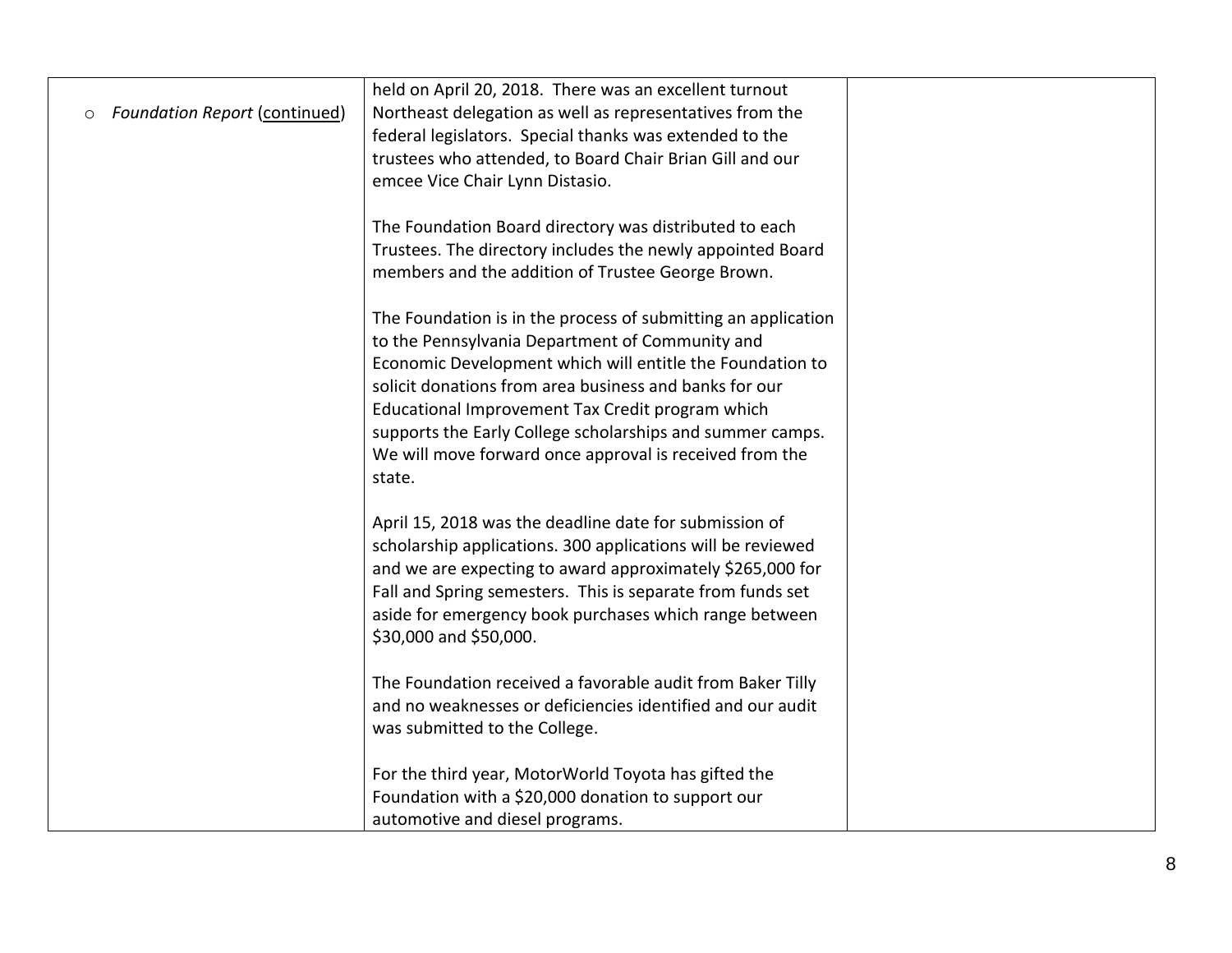| | | |
|---|---|---|
| ○ *Foundation Report* (continued) | held on April 20, 2018. There was an excellent turnout Northeast delegation as well as representatives from the federal legislators. Special thanks was extended to the trustees who attended, to Board Chair Brian Gill and our emcee Vice Chair Lynn Distasio.<br><br>The Foundation Board directory was distributed to each Trustees. The directory includes the newly appointed Board members and the addition of Trustee George Brown.<br><br>The Foundation is in the process of submitting an application to the Pennsylvania Department of Community and Economic Development which will entitle the Foundation to solicit donations from area business and banks for our Educational Improvement Tax Credit program which supports the Early College scholarships and summer camps. We will move forward once approval is received from the state.<br><br>April 15, 2018 was the deadline date for submission of scholarship applications. 300 applications will be reviewed and we are expecting to award approximately $265,000 for Fall and Spring semesters. This is separate from funds set aside for emergency book purchases which range between $30,000 and $50,000.<br><br>The Foundation received a favorable audit from Baker Tilly and no weaknesses or deficiencies identified and our audit was submitted to the College.<br><br>For the third year, MotorWorld Toyota has gifted the Foundation with a $20,000 donation to support our automotive and diesel programs. | |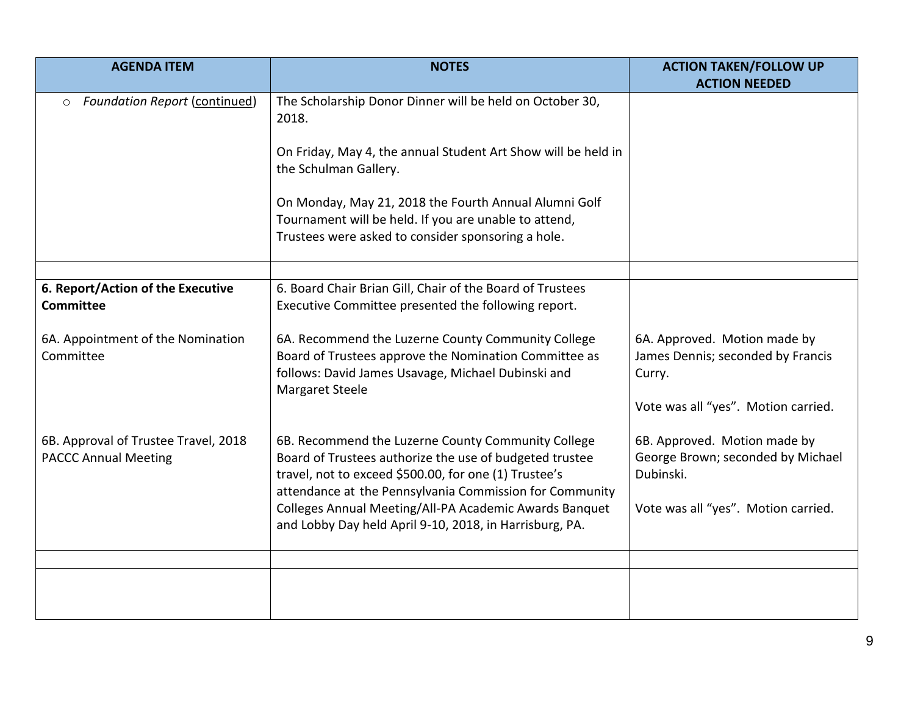| AGENDA ITEM | NOTES | ACTION TAKEN/FOLLOW UP ACTION NEEDED |
|---|---|---|
| ○ *Foundation Report* (continued) | The Scholarship Donor Dinner will be held on October 30, 2018.<br><br>On Friday, May 4, the annual Student Art Show will be held in the Schulman Gallery.<br><br>On Monday, May 21, 2018 the Fourth Annual Alumni Golf Tournament will be held. If you are unable to attend, Trustees were asked to consider sponsoring a hole. | |
| | | |
| **6. Report/Action of the Executive Committee**<br><br>6A. Appointment of the Nomination Committee<br><br>6B. Approval of Trustee Travel, 2018 PACCC Annual Meeting | 6. Board Chair Brian Gill, Chair of the Board of Trustees Executive Committee presented the following report.<br><br>6A. Recommend the Luzerne County Community College Board of Trustees approve the Nomination Committee as follows: David James Usavage, Michael Dubinski and Margaret Steele<br><br>6B. Recommend the Luzerne County Community College Board of Trustees authorize the use of budgeted trustee travel, not to exceed $500.00, for one (1) Trustee's attendance at the Pennsylvania Commission for Community Colleges Annual Meeting/All-PA Academic Awards Banquet and Lobby Day held April 9-10, 2018, in Harrisburg, PA. | 6A. Approved. Motion made by James Dennis; seconded by Francis Curry.<br><br>Vote was all "yes". Motion carried.<br><br>6B. Approved. Motion made by George Brown; seconded by Michael Dubinski.<br><br>Vote was all "yes". Motion carried. |
| | | |
| | | |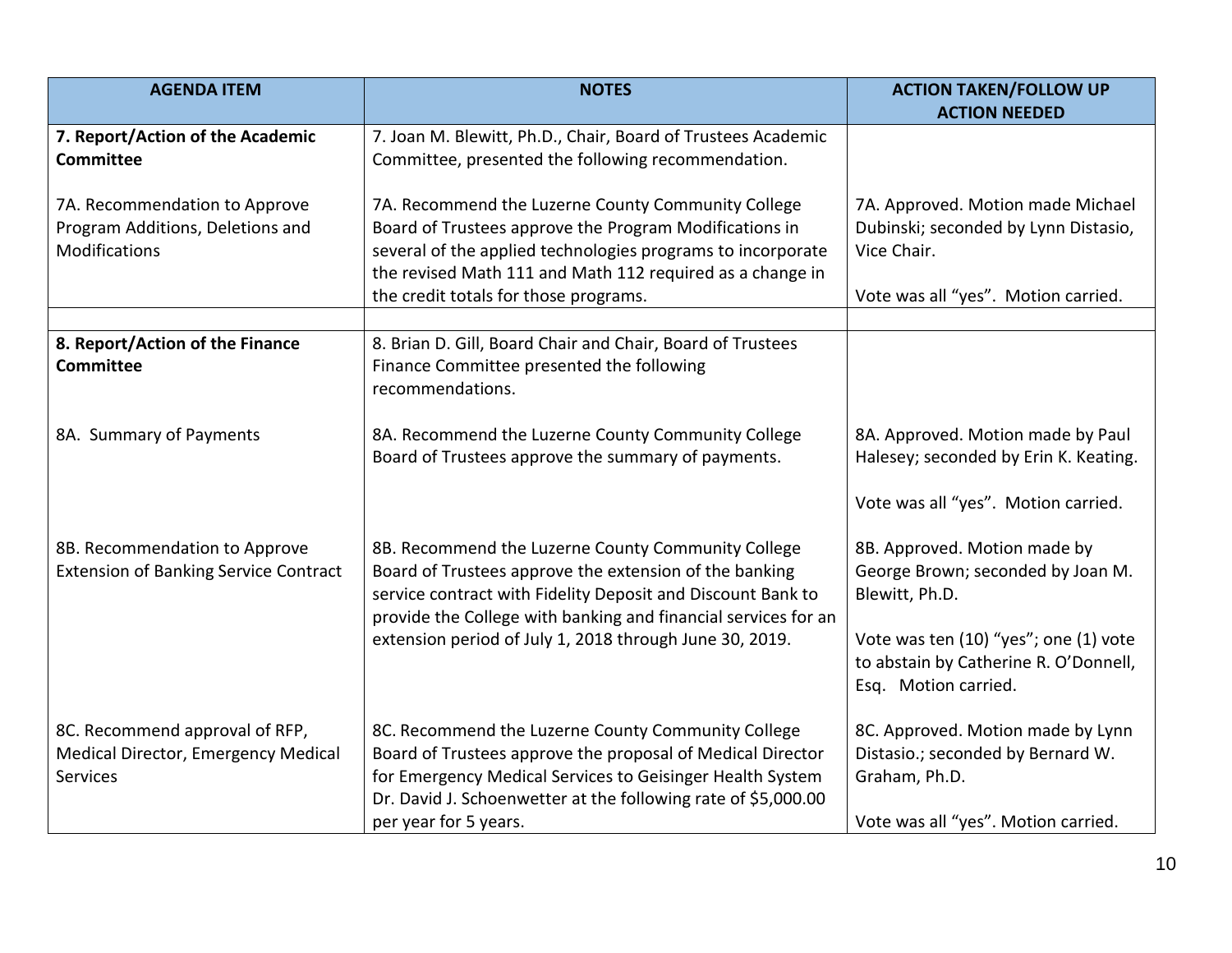| AGENDA ITEM | NOTES | ACTION TAKEN/FOLLOW UP ACTION NEEDED |
|---|---|---|
| **7. Report/Action of the Academic Committee**<br><br>7A. Recommendation to Approve Program Additions, Deletions and Modifications | 7. Joan M. Blewitt, Ph.D., Chair, Board of Trustees Academic Committee, presented the following recommendation.<br><br>7A. Recommend the Luzerne County Community College Board of Trustees approve the Program Modifications in several of the applied technologies programs to incorporate the revised Math 111 and Math 112 required as a change in the credit totals for those programs. | <br><br><br>7A. Approved. Motion made Michael Dubinski; seconded by Lynn Distasio, Vice Chair.<br><br>Vote was all "yes". Motion carried. |
| | | |
| **8. Report/Action of the Finance Committee**<br><br>8A. Summary of Payments<br><br><br><br>8B. Recommendation to Approve Extension of Banking Service Contract<br><br><br><br><br><br>8C. Recommend approval of RFP, Medical Director, Emergency Medical Services | 8. Brian D. Gill, Board Chair and Chair, Board of Trustees Finance Committee presented the following recommendations.<br><br>8A. Recommend the Luzerne County Community College Board of Trustees approve the summary of payments.<br><br><br>8B. Recommend the Luzerne County Community College Board of Trustees approve the extension of the banking service contract with Fidelity Deposit and Discount Bank to provide the College with banking and financial services for an extension period of July 1, 2018 through June 30, 2019.<br><br><br>8C. Recommend the Luzerne County Community College Board of Trustees approve the proposal of Medical Director for Emergency Medical Services to Geisinger Health System Dr. David J. Schoenwetter at the following rate of $5,000.00 per year for 5 years. | <br><br><br><br>8A. Approved. Motion made by Paul Halesey; seconded by Erin K. Keating.<br><br>Vote was all "yes". Motion carried.<br><br>8B. Approved. Motion made by George Brown; seconded by Joan M. Blewitt, Ph.D.<br><br>Vote was ten (10) "yes"; one (1) vote to abstain by Catherine R. O'Donnell, Esq. Motion carried.<br><br>8C. Approved. Motion made by Lynn Distasio.; seconded by Bernard W. Graham, Ph.D.<br><br>Vote was all "yes". Motion carried. |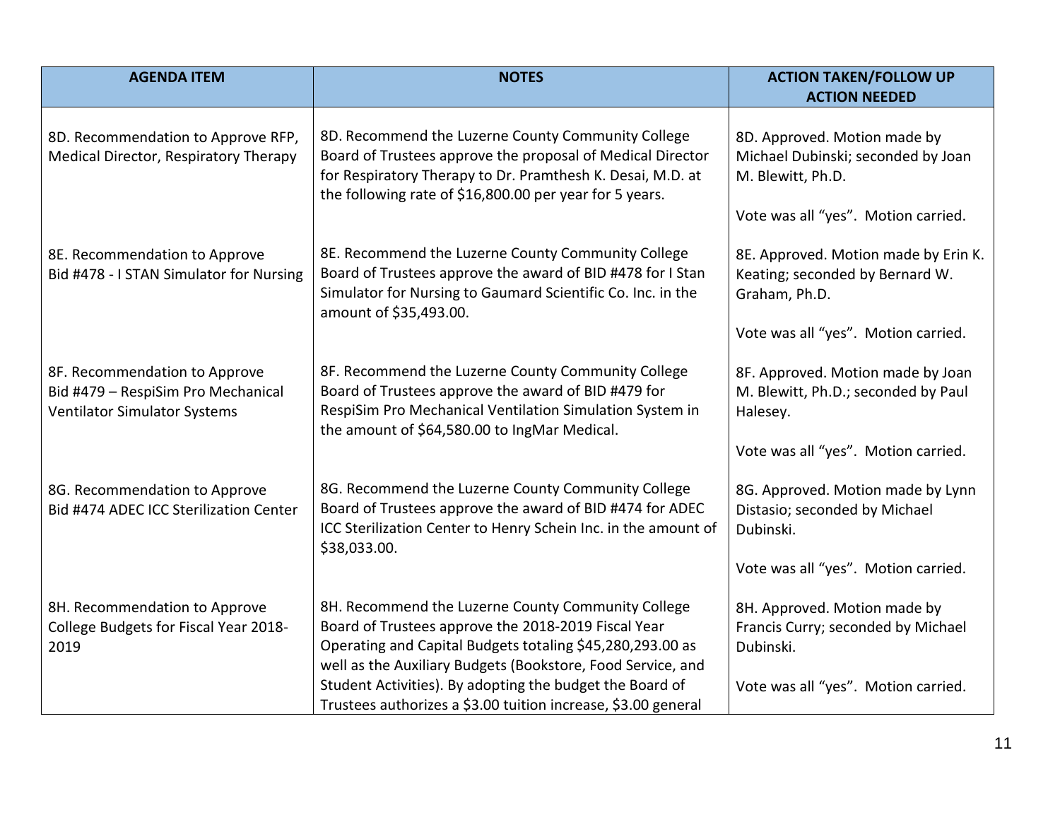| AGENDA ITEM | NOTES | ACTION TAKEN/FOLLOW UP ACTION NEEDED |
|---|---|---|
| 8D. Recommendation to Approve RFP, Medical Director, Respiratory Therapy | 8D. Recommend the Luzerne County Community College Board of Trustees approve the proposal of Medical Director for Respiratory Therapy to Dr. Pramthesh K. Desai, M.D. at the following rate of $16,800.00 per year for 5 years. | 8D. Approved. Motion made by Michael Dubinski; seconded by Joan M. Blewitt, Ph.D.<br><br>Vote was all “yes”. Motion carried. |
| 8E. Recommendation to Approve Bid #478 - I STAN Simulator for Nursing | 8E. Recommend the Luzerne County Community College Board of Trustees approve the award of BID #478 for I Stan Simulator for Nursing to Gaumard Scientific Co. Inc. in the amount of $35,493.00. | 8E. Approved. Motion made by Erin K. Keating; seconded by Bernard W. Graham, Ph.D.<br><br>Vote was all “yes”. Motion carried. |
| 8F. Recommendation to Approve Bid #479 – RespiSim Pro Mechanical Ventilator Simulator Systems | 8F. Recommend the Luzerne County Community College Board of Trustees approve the award of BID #479 for RespiSim Pro Mechanical Ventilation Simulation System in the amount of $64,580.00 to IngMar Medical. | 8F. Approved. Motion made by Joan M. Blewitt, Ph.D.; seconded by Paul Halesey.<br><br>Vote was all “yes”. Motion carried. |
| 8G. Recommendation to Approve Bid #474 ADEC ICC Sterilization Center | 8G. Recommend the Luzerne County Community College Board of Trustees approve the award of BID #474 for ADEC ICC Sterilization Center to Henry Schein Inc. in the amount of $38,033.00. | 8G. Approved. Motion made by Lynn Distasio; seconded by Michael Dubinski.<br><br>Vote was all “yes”. Motion carried. |
| 8H. Recommendation to Approve College Budgets for Fiscal Year 2018-2019 | 8H. Recommend the Luzerne County Community College Board of Trustees approve the 2018-2019 Fiscal Year Operating and Capital Budgets totaling $45,280,293.00 as well as the Auxiliary Budgets (Bookstore, Food Service, and Student Activities). By adopting the budget the Board of Trustees authorizes a $3.00 tuition increase, $3.00 general | 8H. Approved. Motion made by Francis Curry; seconded by Michael Dubinski.<br><br>Vote was all “yes”. Motion carried. |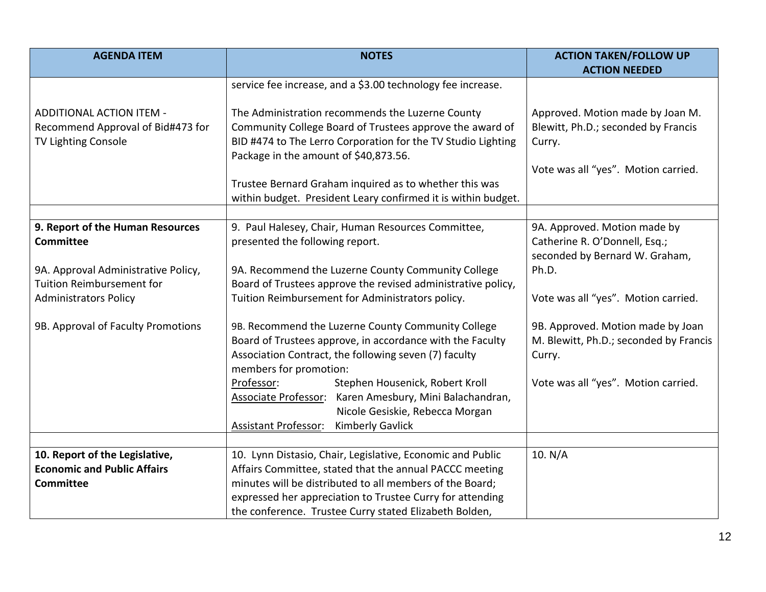| AGENDA ITEM | NOTES | ACTION TAKEN/FOLLOW UP ACTION NEEDED |
|---|---|---|
| | service fee increase, and a $3.00 technology fee increase. | |
| ADDITIONAL ACTION ITEM - Recommend Approval of Bid#473 for TV Lighting Console | The Administration recommends the Luzerne County Community College Board of Trustees approve the award of BID #474 to The Lerro Corporation for the TV Studio Lighting Package in the amount of $40,873.56.<br><br>Trustee Bernard Graham inquired as to whether this was within budget. President Leary confirmed it is within budget. | Approved. Motion made by Joan M. Blewitt, Ph.D.; seconded by Francis Curry.<br><br>Vote was all "yes". Motion carried. |
| | | |
| **9. Report of the Human Resources Committee**<br><br>9A. Approval Administrative Policy, Tuition Reimbursement for Administrators Policy<br><br>9B. Approval of Faculty Promotions | 9. Paul Halesey, Chair, Human Resources Committee, presented the following report.<br><br>9A. Recommend the Luzerne County Community College Board of Trustees approve the revised administrative policy, Tuition Reimbursement for Administrators policy.<br><br>9B. Recommend the Luzerne County Community College Board of Trustees approve, in accordance with the Faculty Association Contract, the following seven (7) faculty members for promotion:<br>Professor: Stephen Housenick, Robert Kroll<br>Associate Professor: Karen Amesbury, Mini Balachandran, Nicole Gesiskie, Rebecca Morgan<br>Assistant Professor: Kimberly Gavlick | 9A. Approved. Motion made by Catherine R. O'Donnell, Esq.; seconded by Bernard W. Graham, Ph.D.<br><br>Vote was all "yes". Motion carried.<br><br>9B. Approved. Motion made by Joan M. Blewitt, Ph.D.; seconded by Francis Curry.<br><br>Vote was all "yes". Motion carried. |
| | | |
| **10. Report of the Legislative, Economic and Public Affairs Committee** | 10. Lynn Distasio, Chair, Legislative, Economic and Public Affairs Committee, stated that the annual PACCC meeting minutes will be distributed to all members of the Board; expressed her appreciation to Trustee Curry for attending the conference. Trustee Curry stated Elizabeth Bolden, | 10. N/A |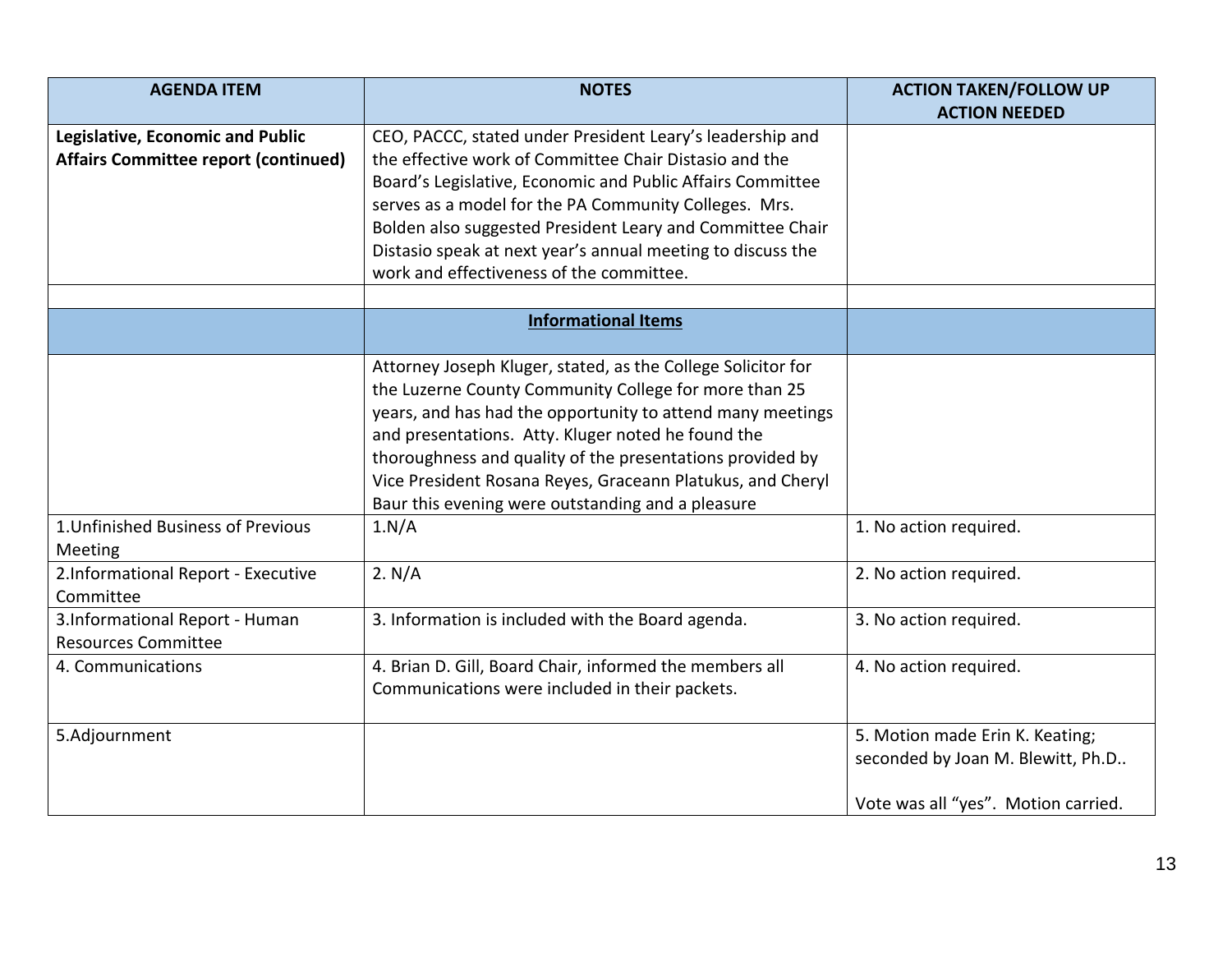| AGENDA ITEM | NOTES | ACTION TAKEN/FOLLOW UP ACTION NEEDED |
| --- | --- | --- |
| **Legislative, Economic and Public Affairs Committee report (continued)** | CEO, PACCC, stated under President Leary's leadership and the effective work of Committee Chair Distasio and the Board's Legislative, Economic and Public Affairs Committee serves as a model for the PA Community Colleges. Mrs. Bolden also suggested President Leary and Committee Chair Distasio speak at next year's annual meeting to discuss the work and effectiveness of the committee. | |
| | | |
| | **<u>Informational Items</u>** | |
| | Attorney Joseph Kluger, stated, as the College Solicitor for the Luzerne County Community College for more than 25 years, and has had the opportunity to attend many meetings and presentations. Atty. Kluger noted he found the thoroughness and quality of the presentations provided by Vice President Rosana Reyes, Graceann Platukus, and Cheryl Baur this evening were outstanding and a pleasure | |
| 1.Unfinished Business of Previous Meeting | 1.N/A | 1. No action required. |
| 2.Informational Report - Executive Committee | 2. N/A | 2. No action required. |
| 3.Informational Report - Human Resources Committee | 3. Information is included with the Board agenda. | 3. No action required. |
| 4. Communications | 4. Brian D. Gill, Board Chair, informed the members all Communications were included in their packets. | 4. No action required. |
| 5.Adjournment | | 5. Motion made Erin K. Keating; seconded by Joan M. Blewitt, Ph.D..<br><br>Vote was all "yes". Motion carried. |